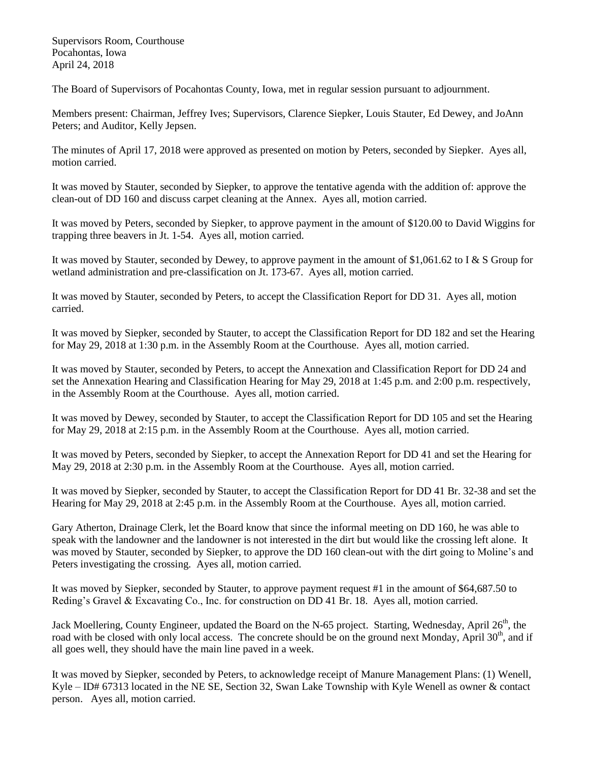Supervisors Room, Courthouse
Pocahontas, Iowa
April 24, 2018

The Board of Supervisors of Pocahontas County, Iowa, met in regular session pursuant to adjournment.

Members present: Chairman, Jeffrey Ives; Supervisors, Clarence Siepker, Louis Stauter, Ed Dewey, and JoAnn Peters; and Auditor, Kelly Jepsen.

The minutes of April 17, 2018 were approved as presented on motion by Peters, seconded by Siepker. Ayes all, motion carried.

It was moved by Stauter, seconded by Siepker, to approve the tentative agenda with the addition of: approve the clean-out of DD 160 and discuss carpet cleaning at the Annex. Ayes all, motion carried.

It was moved by Peters, seconded by Siepker, to approve payment in the amount of $120.00 to David Wiggins for trapping three beavers in Jt. 1-54. Ayes all, motion carried.

It was moved by Stauter, seconded by Dewey, to approve payment in the amount of $1,061.62 to I & S Group for wetland administration and pre-classification on Jt. 173-67. Ayes all, motion carried.

It was moved by Stauter, seconded by Peters, to accept the Classification Report for DD 31. Ayes all, motion carried.

It was moved by Siepker, seconded by Stauter, to accept the Classification Report for DD 182 and set the Hearing for May 29, 2018 at 1:30 p.m. in the Assembly Room at the Courthouse. Ayes all, motion carried.

It was moved by Stauter, seconded by Peters, to accept the Annexation and Classification Report for DD 24 and set the Annexation Hearing and Classification Hearing for May 29, 2018 at 1:45 p.m. and 2:00 p.m. respectively, in the Assembly Room at the Courthouse. Ayes all, motion carried.

It was moved by Dewey, seconded by Stauter, to accept the Classification Report for DD 105 and set the Hearing for May 29, 2018 at 2:15 p.m. in the Assembly Room at the Courthouse. Ayes all, motion carried.

It was moved by Peters, seconded by Siepker, to accept the Annexation Report for DD 41 and set the Hearing for May 29, 2018 at 2:30 p.m. in the Assembly Room at the Courthouse. Ayes all, motion carried.

It was moved by Siepker, seconded by Stauter, to accept the Classification Report for DD 41 Br. 32-38 and set the Hearing for May 29, 2018 at 2:45 p.m. in the Assembly Room at the Courthouse. Ayes all, motion carried.

Gary Atherton, Drainage Clerk, let the Board know that since the informal meeting on DD 160, he was able to speak with the landowner and the landowner is not interested in the dirt but would like the crossing left alone. It was moved by Stauter, seconded by Siepker, to approve the DD 160 clean-out with the dirt going to Moline's and Peters investigating the crossing. Ayes all, motion carried.

It was moved by Siepker, seconded by Stauter, to approve payment request #1 in the amount of $64,687.50 to Reding's Gravel & Excavating Co., Inc. for construction on DD 41 Br. 18. Ayes all, motion carried.

Jack Moellering, County Engineer, updated the Board on the N-65 project. Starting, Wednesday, April 26th, the road with be closed with only local access. The concrete should be on the ground next Monday, April 30th, and if all goes well, they should have the main line paved in a week.

It was moved by Siepker, seconded by Peters, to acknowledge receipt of Manure Management Plans: (1) Wenell, Kyle – ID# 67313 located in the NE SE, Section 32, Swan Lake Township with Kyle Wenell as owner & contact person. Ayes all, motion carried.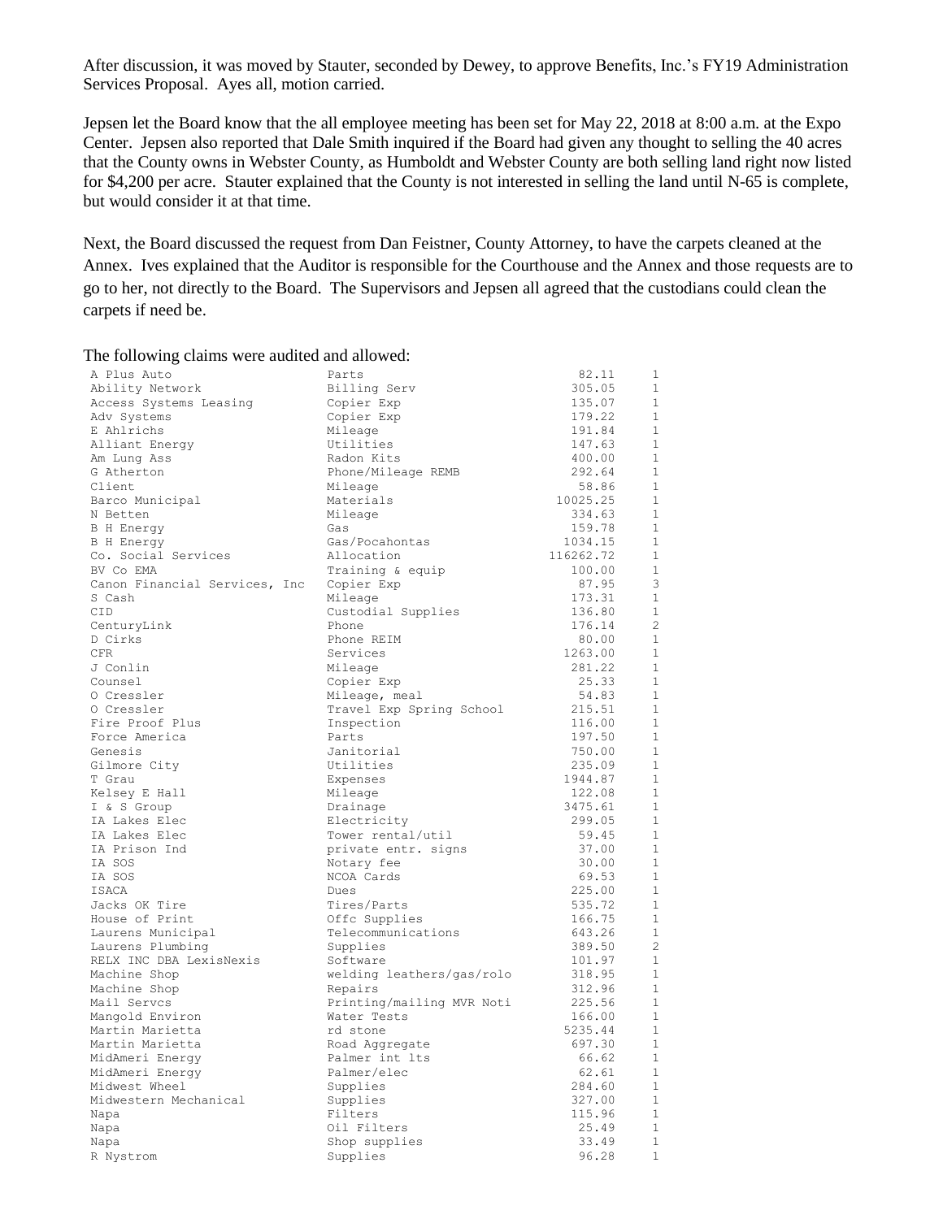After discussion, it was moved by Stauter, seconded by Dewey, to approve Benefits, Inc.'s FY19 Administration Services Proposal. Ayes all, motion carried.

Jepsen let the Board know that the all employee meeting has been set for May 22, 2018 at 8:00 a.m. at the Expo Center. Jepsen also reported that Dale Smith inquired if the Board had given any thought to selling the 40 acres that the County owns in Webster County, as Humboldt and Webster County are both selling land right now listed for $4,200 per acre. Stauter explained that the County is not interested in selling the land until N-65 is complete, but would consider it at that time.

Next, the Board discussed the request from Dan Feistner, County Attorney, to have the carpets cleaned at the Annex. Ives explained that the Auditor is responsible for the Courthouse and the Annex and those requests are to go to her, not directly to the Board. The Supervisors and Jepsen all agreed that the custodians could clean the carpets if need be.

The following claims were audited and allowed:

| | | | |
|---|---|---|---|
| A Plus Auto | Parts | 82.11 | 1 |
| Ability Network | Billing Serv | 305.05 | 1 |
| Access Systems Leasing | Copier Exp | 135.07 | 1 |
| Adv Systems | Copier Exp | 179.22 | 1 |
| E Ahlrichs | Mileage | 191.84 | 1 |
| Alliant Energy | Utilities | 147.63 | 1 |
| Am Lung Ass | Radon Kits | 400.00 | 1 |
| G Atherton | Phone/Mileage REMB | 292.64 | 1 |
| Client | Mileage | 58.86 | 1 |
| Barco Municipal | Materials | 10025.25 | 1 |
| N Betten | Mileage | 334.63 | 1 |
| B H Energy | Gas | 159.78 | 1 |
| B H Energy | Gas/Pocahontas | 1034.15 | 1 |
| Co. Social Services | Allocation | 116262.72 | 1 |
| BV Co EMA | Training & equip | 100.00 | 1 |
| Canon Financial Services, Inc | Copier Exp | 87.95 | 3 |
| S Cash | Mileage | 173.31 | 1 |
| CID | Custodial Supplies | 136.80 | 1 |
| CenturyLink | Phone | 176.14 | 2 |
| D Cirks | Phone REIM | 80.00 | 1 |
| CFR | Services | 1263.00 | 1 |
| J Conlin | Mileage | 281.22 | 1 |
| Counsel | Copier Exp | 25.33 | 1 |
| O Cressler | Mileage, meal | 54.83 | 1 |
| O Cressler | Travel Exp Spring School | 215.51 | 1 |
| Fire Proof Plus | Inspection | 116.00 | 1 |
| Force America | Parts | 197.50 | 1 |
| Genesis | Janitorial | 750.00 | 1 |
| Gilmore City | Utilities | 235.09 | 1 |
| T Grau | Expenses | 1944.87 | 1 |
| Kelsey E Hall | Mileage | 122.08 | 1 |
| I & S Group | Drainage | 3475.61 | 1 |
| IA Lakes Elec | Electricity | 299.05 | 1 |
| IA Lakes Elec | Tower rental/util | 59.45 | 1 |
| IA Prison Ind | private entr. signs | 37.00 | 1 |
| IA SOS | Notary fee | 30.00 | 1 |
| IA SOS | NCOA Cards | 69.53 | 1 |
| ISACA | Dues | 225.00 | 1 |
| Jacks OK Tire | Tires/Parts | 535.72 | 1 |
| House of Print | Offc Supplies | 166.75 | 1 |
| Laurens Municipal | Telecommunications | 643.26 | 1 |
| Laurens Plumbing | Supplies | 389.50 | 2 |
| RELX INC DBA LexisNexis | Software | 101.97 | 1 |
| Machine Shop | welding leathers/gas/rolo | 318.95 | 1 |
| Machine Shop | Repairs | 312.96 | 1 |
| Mail Servcs | Printing/mailing MVR Noti | 225.56 | 1 |
| Mangold Environ | Water Tests | 166.00 | 1 |
| Martin Marietta | rd stone | 5235.44 | 1 |
| Martin Marietta | Road Aggregate | 697.30 | 1 |
| MidAmeri Energy | Palmer int lts | 66.62 | 1 |
| MidAmeri Energy | Palmer/elec | 62.61 | 1 |
| Midwest Wheel | Supplies | 284.60 | 1 |
| Midwestern Mechanical | Supplies | 327.00 | 1 |
| Napa | Filters | 115.96 | 1 |
| Napa | Oil Filters | 25.49 | 1 |
| Napa | Shop supplies | 33.49 | 1 |
| R Nystrom | Supplies | 96.28 | 1 |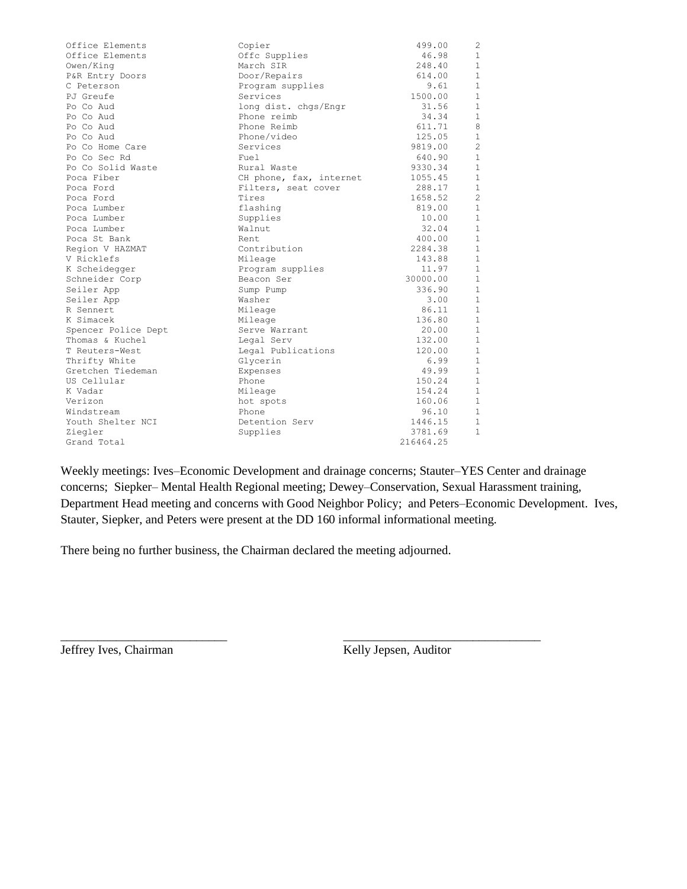| | | | |
|---|---|---|---|
| Office Elements | Copier | 499.00 | 2 |
| Office Elements | Offc Supplies | 46.98 | 1 |
| Owen/King | March SIR | 248.40 | 1 |
| P&R Entry Doors | Door/Repairs | 614.00 | 1 |
| C Peterson | Program supplies | 9.61 | 1 |
| PJ Greufe | Services | 1500.00 | 1 |
| Po Co Aud | long dist. chgs/Engr | 31.56 | 1 |
| Po Co Aud | Phone reimb | 34.34 | 1 |
| Po Co Aud | Phone Reimb | 611.71 | 8 |
| Po Co Aud | Phone/video | 125.05 | 1 |
| Po Co Home Care | Services | 9819.00 | 2 |
| Po Co Sec Rd | Fuel | 640.90 | 1 |
| Po Co Solid Waste | Rural Waste | 9330.34 | 1 |
| Poca Fiber | CH phone, fax, internet | 1055.45 | 1 |
| Poca Ford | Filters, seat cover | 288.17 | 1 |
| Poca Ford | Tires | 1658.52 | 2 |
| Poca Lumber | flashing | 819.00 | 1 |
| Poca Lumber | Supplies | 10.00 | 1 |
| Poca Lumber | Walnut | 32.04 | 1 |
| Poca St Bank | Rent | 400.00 | 1 |
| Region V HAZMAT | Contribution | 2284.38 | 1 |
| V Ricklefs | Mileage | 143.88 | 1 |
| K Scheidegger | Program supplies | 11.97 | 1 |
| Schneider Corp | Beacon Ser | 30000.00 | 1 |
| Seiler App | Sump Pump | 336.90 | 1 |
| Seiler App | Washer | 3.00 | 1 |
| R Sennert | Mileage | 86.11 | 1 |
| K Simacek | Mileage | 136.80 | 1 |
| Spencer Police Dept | Serve Warrant | 20.00 | 1 |
| Thomas & Kuchel | Legal Serv | 132.00 | 1 |
| T Reuters-West | Legal Publications | 120.00 | 1 |
| Thrifty White | Glycerin | 6.99 | 1 |
| Gretchen Tiedeman | Expenses | 49.99 | 1 |
| US Cellular | Phone | 150.24 | 1 |
| K Vadar | Mileage | 154.24 | 1 |
| Verizon | hot spots | 160.06 | 1 |
| Windstream | Phone | 96.10 | 1 |
| Youth Shelter NCI | Detention Serv | 1446.15 | 1 |
| Ziegler | Supplies | 3781.69 | 1 |
| Grand Total | | 216464.25 | |

Weekly meetings: Ives–Economic Development and drainage concerns; Stauter–YES Center and drainage concerns; Siepker– Mental Health Regional meeting; Dewey–Conservation, Sexual Harassment training, Department Head meeting and concerns with Good Neighbor Policy; and Peters–Economic Development. Ives, Stauter, Siepker, and Peters were present at the DD 160 informal informational meeting.

There being no further business, the Chairman declared the meeting adjourned.

___________________________ ________________________________

Jeffrey Ives, Chairman Kelly Jepsen, Auditor